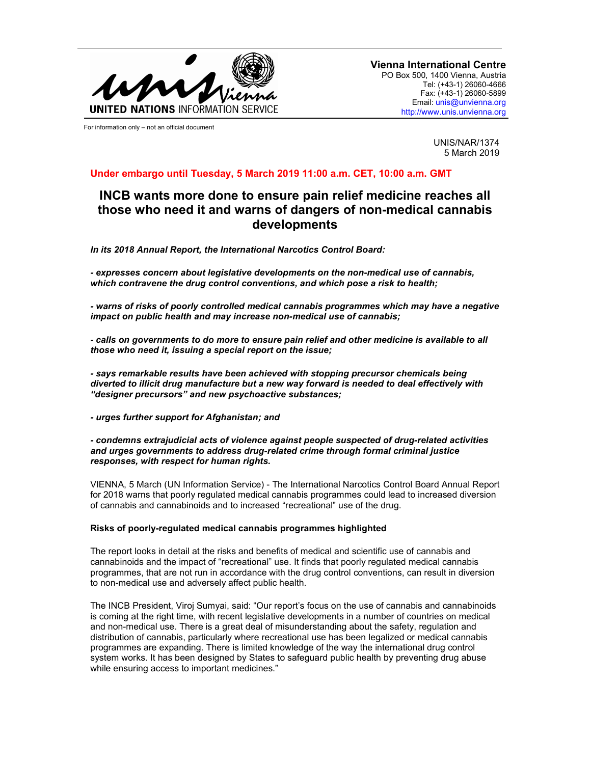UNITED NATIONS INFORMATION SERVICE

**Vienna International Centre**
PO Box 500, 1400 Vienna, Austria
Tel: (+43-1) 26060-4666
Fax: (+43-1) 26060-5899
Email: unis@unvienna.org
http://www.unis.unvienna.org

For information only – not an official document

UNIS/NAR/1374
5 March 2019

**Under embargo until Tuesday, 5 March 2019 11:00 a.m. CET, 10:00 a.m. GMT**

# INCB wants more done to ensure pain relief medicine reaches all those who need it and warns of dangers of non-medical cannabis developments

***In its 2018 Annual Report, the International Narcotics Control Board:***

***- expresses concern about legislative developments on the non-medical use of cannabis, which contravene the drug control conventions, and which pose a risk to health;***

***- warns of risks of poorly controlled medical cannabis programmes which may have a negative impact on public health and may increase non-medical use of cannabis;***

***- calls on governments to do more to ensure pain relief and other medicine is available to all those who need it, issuing a special report on the issue;***

***- says remarkable results have been achieved with stopping precursor chemicals being diverted to illicit drug manufacture but a new way forward is needed to deal effectively with "designer precursors" and new psychoactive substances;***

***- urges further support for Afghanistan; and***

***- condemns extrajudicial acts of violence against people suspected of drug-related activities and urges governments to address drug-related crime through formal criminal justice responses, with respect for human rights.***

VIENNA, 5 March (UN Information Service) - The International Narcotics Control Board Annual Report for 2018 warns that poorly regulated medical cannabis programmes could lead to increased diversion of cannabis and cannabinoids and to increased "recreational" use of the drug.

**Risks of poorly-regulated medical cannabis programmes highlighted**

The report looks in detail at the risks and benefits of medical and scientific use of cannabis and cannabinoids and the impact of "recreational" use. It finds that poorly regulated medical cannabis programmes, that are not run in accordance with the drug control conventions, can result in diversion to non-medical use and adversely affect public health.

The INCB President, Viroj Sumyai, said: "Our report's focus on the use of cannabis and cannabinoids is coming at the right time, with recent legislative developments in a number of countries on medical and non-medical use. There is a great deal of misunderstanding about the safety, regulation and distribution of cannabis, particularly where recreational use has been legalized or medical cannabis programmes are expanding. There is limited knowledge of the way the international drug control system works. It has been designed by States to safeguard public health by preventing drug abuse while ensuring access to important medicines."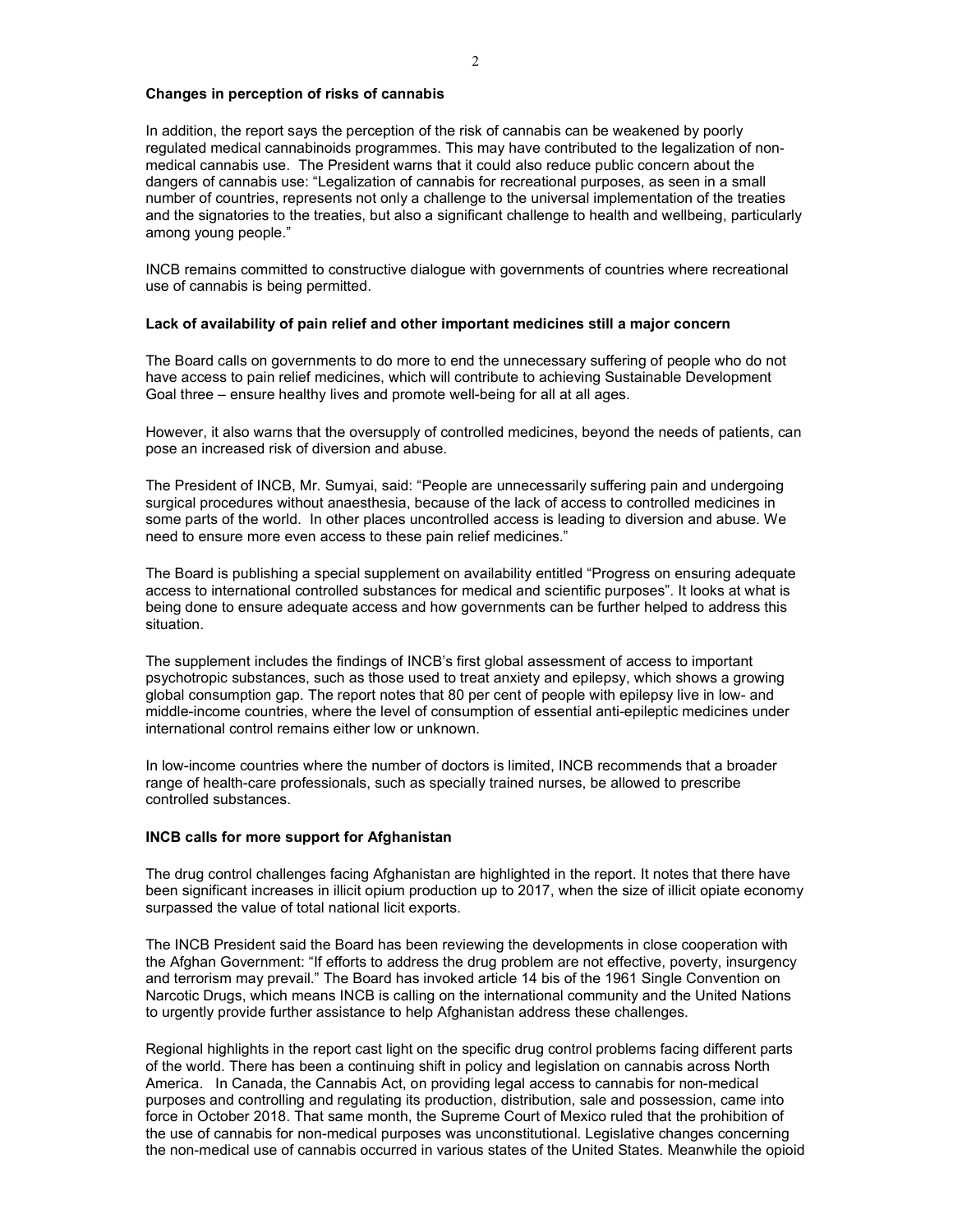**Changes in perception of risks of cannabis**

In addition, the report says the perception of the risk of cannabis can be weakened by poorly regulated medical cannabinoids programmes. This may have contributed to the legalization of non-medical cannabis use. The President warns that it could also reduce public concern about the dangers of cannabis use: "Legalization of cannabis for recreational purposes, as seen in a small number of countries, represents not only a challenge to the universal implementation of the treaties and the signatories to the treaties, but also a significant challenge to health and wellbeing, particularly among young people."

INCB remains committed to constructive dialogue with governments of countries where recreational use of cannabis is being permitted.

**Lack of availability of pain relief and other important medicines still a major concern**

The Board calls on governments to do more to end the unnecessary suffering of people who do not have access to pain relief medicines, which will contribute to achieving Sustainable Development Goal three – ensure healthy lives and promote well-being for all at all ages.

However, it also warns that the oversupply of controlled medicines, beyond the needs of patients, can pose an increased risk of diversion and abuse.

The President of INCB, Mr. Sumyai, said: "People are unnecessarily suffering pain and undergoing surgical procedures without anaesthesia, because of the lack of access to controlled medicines in some parts of the world. In other places uncontrolled access is leading to diversion and abuse. We need to ensure more even access to these pain relief medicines."

The Board is publishing a special supplement on availability entitled "Progress on ensuring adequate access to international controlled substances for medical and scientific purposes". It looks at what is being done to ensure adequate access and how governments can be further helped to address this situation.

The supplement includes the findings of INCB's first global assessment of access to important psychotropic substances, such as those used to treat anxiety and epilepsy, which shows a growing global consumption gap. The report notes that 80 per cent of people with epilepsy live in low- and middle-income countries, where the level of consumption of essential anti-epileptic medicines under international control remains either low or unknown.

In low-income countries where the number of doctors is limited, INCB recommends that a broader range of health-care professionals, such as specially trained nurses, be allowed to prescribe controlled substances.

**INCB calls for more support for Afghanistan**

The drug control challenges facing Afghanistan are highlighted in the report. It notes that there have been significant increases in illicit opium production up to 2017, when the size of illicit opiate economy surpassed the value of total national licit exports.

The INCB President said the Board has been reviewing the developments in close cooperation with the Afghan Government: "If efforts to address the drug problem are not effective, poverty, insurgency and terrorism may prevail." The Board has invoked article 14 bis of the 1961 Single Convention on Narcotic Drugs, which means INCB is calling on the international community and the United Nations to urgently provide further assistance to help Afghanistan address these challenges.

Regional highlights in the report cast light on the specific drug control problems facing different parts of the world. There has been a continuing shift in policy and legislation on cannabis across North America. In Canada, the Cannabis Act, on providing legal access to cannabis for non-medical purposes and controlling and regulating its production, distribution, sale and possession, came into force in October 2018. That same month, the Supreme Court of Mexico ruled that the prohibition of the use of cannabis for non-medical purposes was unconstitutional. Legislative changes concerning the non-medical use of cannabis occurred in various states of the United States. Meanwhile the opioid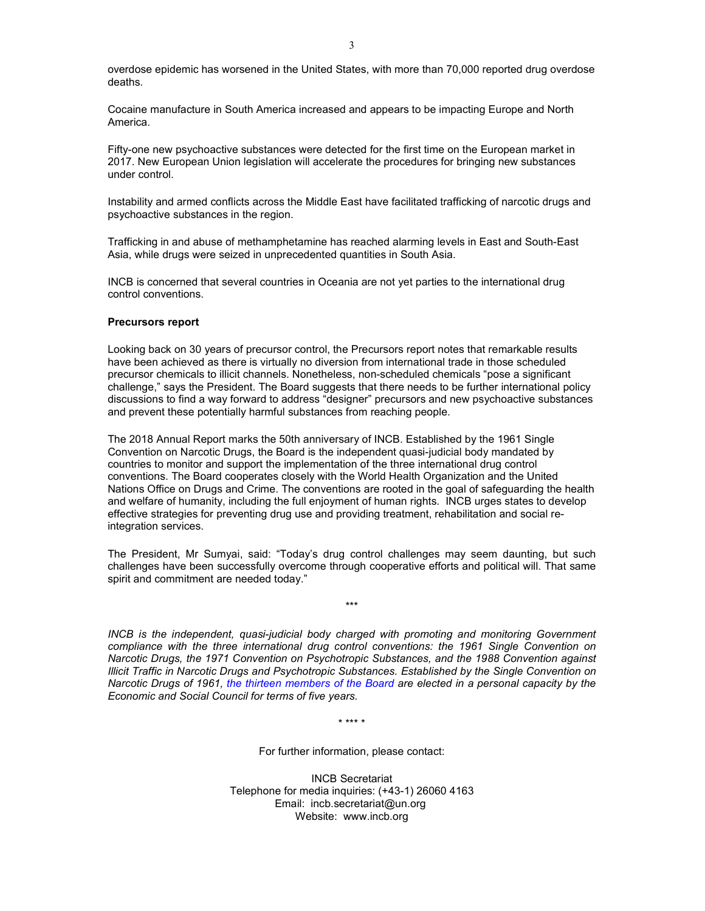overdose epidemic has worsened in the United States, with more than 70,000 reported drug overdose deaths.

Cocaine manufacture in South America increased and appears to be impacting Europe and North America.

Fifty-one new psychoactive substances were detected for the first time on the European market in 2017. New European Union legislation will accelerate the procedures for bringing new substances under control.

Instability and armed conflicts across the Middle East have facilitated trafficking of narcotic drugs and psychoactive substances in the region.

Trafficking in and abuse of methamphetamine has reached alarming levels in East and South-East Asia, while drugs were seized in unprecedented quantities in South Asia.

INCB is concerned that several countries in Oceania are not yet parties to the international drug control conventions.

**Precursors report**

Looking back on 30 years of precursor control, the Precursors report notes that remarkable results have been achieved as there is virtually no diversion from international trade in those scheduled precursor chemicals to illicit channels. Nonetheless, non-scheduled chemicals "pose a significant challenge," says the President. The Board suggests that there needs to be further international policy discussions to find a way forward to address "designer" precursors and new psychoactive substances and prevent these potentially harmful substances from reaching people.

The 2018 Annual Report marks the 50th anniversary of INCB. Established by the 1961 Single Convention on Narcotic Drugs, the Board is the independent quasi-judicial body mandated by countries to monitor and support the implementation of the three international drug control conventions. The Board cooperates closely with the World Health Organization and the United Nations Office on Drugs and Crime. The conventions are rooted in the goal of safeguarding the health and welfare of humanity, including the full enjoyment of human rights. INCB urges states to develop effective strategies for preventing drug use and providing treatment, rehabilitation and social re-integration services.

The President, Mr Sumyai, said: "Today's drug control challenges may seem daunting, but such challenges have been successfully overcome through cooperative efforts and political will. That same spirit and commitment are needed today."

\*\*\*

*INCB is the independent, quasi-judicial body charged with promoting and monitoring Government compliance with the three international drug control conventions: the 1961 Single Convention on Narcotic Drugs, the 1971 Convention on Psychotropic Substances, and the 1988 Convention against Illicit Traffic in Narcotic Drugs and Psychotropic Substances. Established by the Single Convention on Narcotic Drugs of 1961, the thirteen members of the Board are elected in a personal capacity by the Economic and Social Council for terms of five years.*

\* \*\*\* \*

For further information, please contact:

INCB Secretariat
Telephone for media inquiries: (+43-1) 26060 4163
Email: incb.secretariat@un.org
Website: www.incb.org